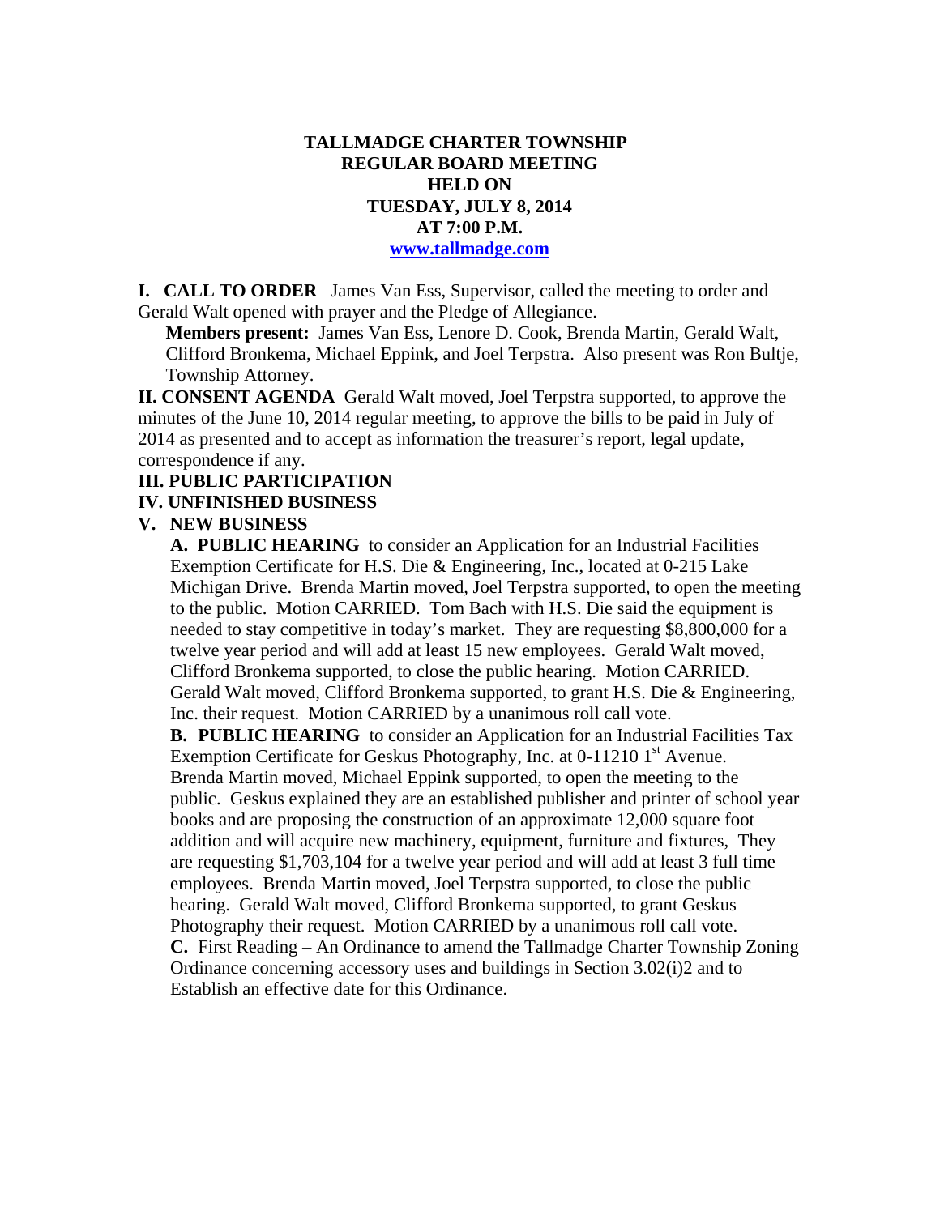# TALLMADGE CHARTER TOWNSHIP
## REGULAR BOARD MEETING
## HELD ON
## TUESDAY, JULY 8, 2014
## AT 7:00 P.M.
## [www.tallmadge.com](http://www.tallmadge.com)

**I. CALL TO ORDER** James Van Ess, Supervisor, called the meeting to order and Gerald Walt opened with prayer and the Pledge of Allegiance.

**Members present:** James Van Ess, Lenore D. Cook, Brenda Martin, Gerald Walt, Clifford Bronkema, Michael Eppink, and Joel Terpstra. Also present was Ron Bultje, Township Attorney.

**II. CONSENT AGENDA** Gerald Walt moved, Joel Terpstra supported, to approve the minutes of the June 10, 2014 regular meeting, to approve the bills to be paid in July of 2014 as presented and to accept as information the treasurer's report, legal update, correspondence if any.

**III. PUBLIC PARTICIPATION**

**IV. UNFINISHED BUSINESS**

**V. NEW BUSINESS**

**A. PUBLIC HEARING** to consider an Application for an Industrial Facilities Exemption Certificate for H.S. Die & Engineering, Inc., located at 0-215 Lake Michigan Drive. Brenda Martin moved, Joel Terpstra supported, to open the meeting to the public. Motion CARRIED. Tom Bach with H.S. Die said the equipment is needed to stay competitive in today's market. They are requesting $8,800,000 for a twelve year period and will add at least 15 new employees. Gerald Walt moved, Clifford Bronkema supported, to close the public hearing. Motion CARRIED. Gerald Walt moved, Clifford Bronkema supported, to grant H.S. Die & Engineering, Inc. their request. Motion CARRIED by a unanimous roll call vote.

**B. PUBLIC HEARING** to consider an Application for an Industrial Facilities Tax Exemption Certificate for Geskus Photography, Inc. at 0-11210 1st Avenue. Brenda Martin moved, Michael Eppink supported, to open the meeting to the public. Geskus explained they are an established publisher and printer of school year books and are proposing the construction of an approximate 12,000 square foot addition and will acquire new machinery, equipment, furniture and fixtures, They are requesting $1,703,104 for a twelve year period and will add at least 3 full time employees. Brenda Martin moved, Joel Terpstra supported, to close the public hearing. Gerald Walt moved, Clifford Bronkema supported, to grant Geskus Photography their request. Motion CARRIED by a unanimous roll call vote.

**C.** First Reading – An Ordinance to amend the Tallmadge Charter Township Zoning Ordinance concerning accessory uses and buildings in Section 3.02(i)2 and to Establish an effective date for this Ordinance.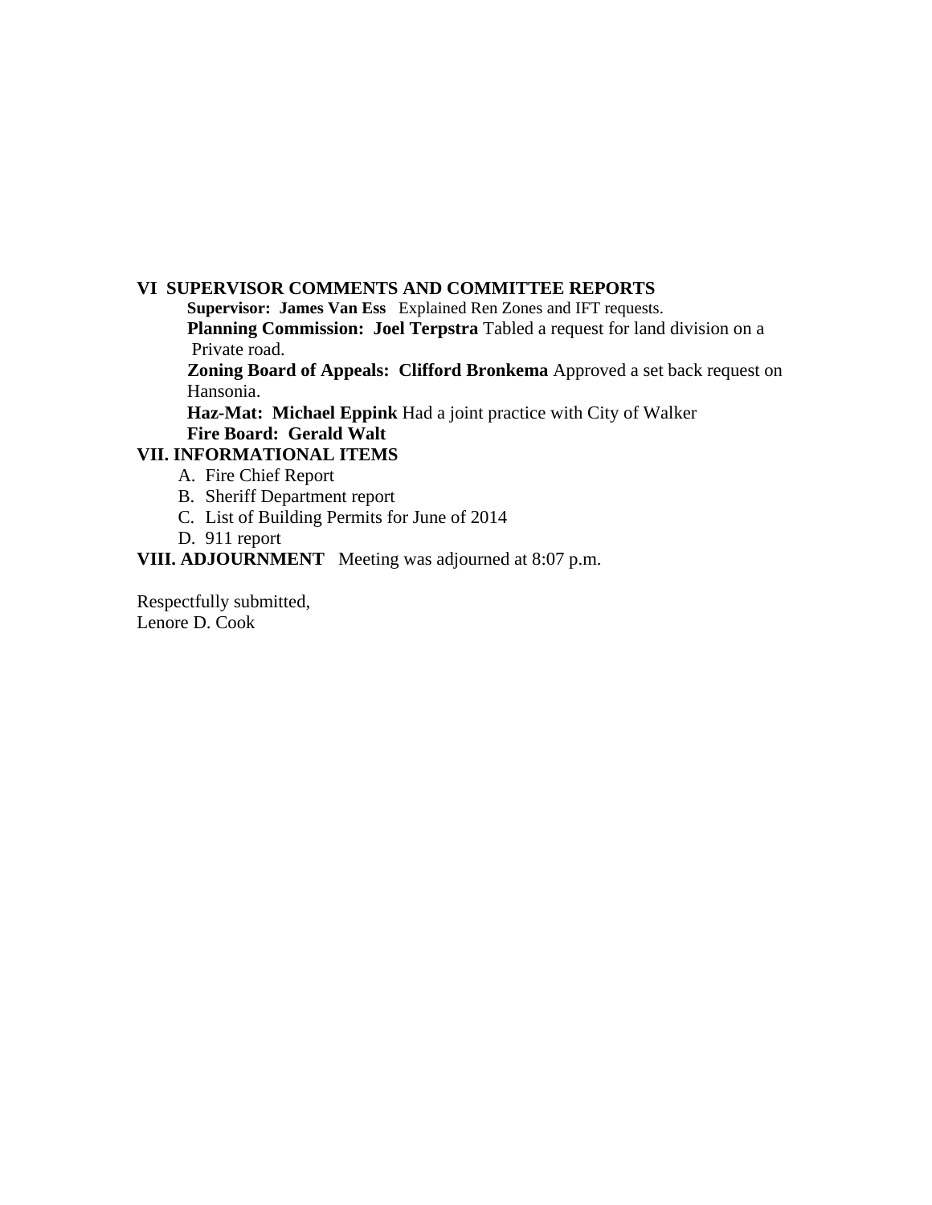**VI SUPERVISOR COMMENTS AND COMMITTEE REPORTS**

**Supervisor: James Van Ess** Explained Ren Zones and IFT requests.

**Planning Commission: Joel Terpstra** Tabled a request for land division on a Private road.

**Zoning Board of Appeals: Clifford Bronkema** Approved a set back request on Hansonia.

**Haz-Mat: Michael Eppink** Had a joint practice with City of Walker

**Fire Board: Gerald Walt**

**VII. INFORMATIONAL ITEMS**

A. Fire Chief Report
B. Sheriff Department report
C. List of Building Permits for June of 2014
D. 911 report

**VIII. ADJOURNMENT** Meeting was adjourned at 8:07 p.m.

Respectfully submitted,
Lenore D. Cook